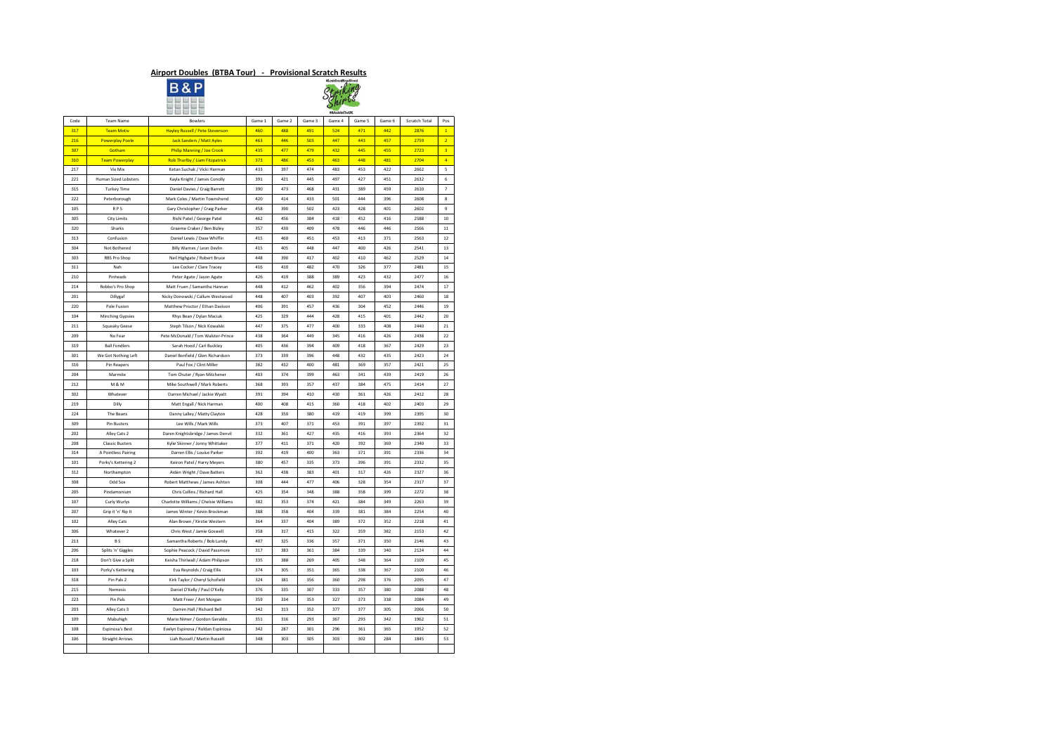## Airport Doubles (BTBA Tour) - Provisional Scratch Results

| Code | Team Name | Bowlers | Game 1 | Game 2 | Game 3 | Game 4 | Game 5 | Game 6 | Scratch Total | Pos |
|---|---|---|---|---|---|---|---|---|---|---|
| 317 | Team Motiv | Hayley Russell / Pete Stevenson | 460 | 488 | 491 | 524 | 471 | 442 | 2876 | 1 |
| 216 | Powerplay Poole | Jack Sanders / Matt Ayles | 463 | 446 | 503 | 447 | 443 | 457 | 2759 | 2 |
| 307 | Gotham | Philip Manning / Joe Crook | 435 | 477 | 479 | 432 | 445 | 455 | 2723 | 3 |
| 310 | Team Powerplay | Rob Thurlby / Liam Fitzpatrick | 373 | 486 | 453 | 463 | 448 | 481 | 2704 | 4 |
| 217 | Vix Mix | Ketan Suchak / Vicki Harman | 433 | 397 | 474 | 483 | 453 | 422 | 2662 | 5 |
| 221 | Human Sized Lobsters | Kayla Knight / James Conolly | 391 | 421 | 445 | 497 | 427 | 451 | 2632 | 6 |
| 315 | Turkey Time | Daniel Davies / Craig Barrett | 390 | 473 | 468 | 431 | 389 | 459 | 2610 | 7 |
| 222 | Peterborough | Mark Coles / Martin Townshend | 420 | 414 | 433 | 501 | 444 | 396 | 2608 | 8 |
| 105 | R P S | Gary Christopher / Craig Parker | 458 | 390 | 502 | 423 | 428 | 401 | 2602 | 9 |
| 305 | City Limits | Rishi Patel / George Patel | 462 | 456 | 384 | 418 | 452 | 416 | 2588 | 10 |
| 320 | Sharks | Graeme Craker / Ben Bizley | 357 | 430 | 409 | 478 | 446 | 446 | 2566 | 11 |
| 313 | Confusion | Daniel Lewis / Dave Whiffin | 415 | 460 | 451 | 453 | 413 | 371 | 2563 | 12 |
| 304 | Not Bothered | Billy Warnes / Leon Devlin | 415 | 405 | 448 | 447 | 400 | 426 | 2541 | 13 |
| 303 | RBS Pro Shop | Neil Highgate / Robert Bruce | 448 | 390 | 417 | 402 | 410 | 462 | 2529 | 14 |
| 311 | Nah | Lee Cocker / Clare Tracey | 416 | 410 | 482 | 470 | 326 | 377 | 2481 | 15 |
| 210 | Pinheads | Peter Agate / Jason Agate | 426 | 419 | 388 | 389 | 423 | 432 | 2477 | 16 |
| 214 | Robbo's Pro Shop | Matt Fruen / Samantha Hannan | 448 | 412 | 462 | 402 | 356 | 394 | 2474 | 17 |
| 201 | Dillygaf | Nicky Donowski / Callum Westwood | 448 | 407 | 403 | 392 | 407 | 403 | 2460 | 18 |
| 220 | Pole Fusion | Matthew Proctor / Ethan Davison | 406 | 391 | 457 | 436 | 304 | 452 | 2446 | 19 |
| 104 | Minching Gypsies | Rhys Bean / Dylan Maciuk | 425 | 329 | 444 | 428 | 415 | 401 | 2442 | 20 |
| 211 | Squeaky Geese | Steph Tilson / Nick Kowalski | 447 | 375 | 477 | 400 | 333 | 408 | 2440 | 21 |
| 209 | No Fear | Pete McDonald / Tom Walster-Prince | 438 | 364 | 449 | 345 | 416 | 426 | 2438 | 22 |
| 319 | Ball Fondlers | Sarah Hood / Carl Buckley | 405 | 436 | 394 | 409 | 418 | 367 | 2429 | 23 |
| 301 | We Got Nothing Left | Daniel Bonfield / Glen Richardson | 373 | 339 | 396 | 448 | 432 | 435 | 2423 | 24 |
| 316 | Pin Reapers | Paul Fox / Clint Miller | 382 | 432 | 400 | 481 | 369 | 357 | 2421 | 25 |
| 204 | Marmite | Tom Chuter / Ryan Mitchener | 403 | 374 | 399 | 463 | 341 | 439 | 2419 | 26 |
| 212 | M & M | Mike Southwell / Mark Roberts | 368 | 393 | 357 | 437 | 384 | 475 | 2414 | 27 |
| 302 | Whatever | Darren Michael / Jackie Wyatt | 391 | 394 | 410 | 430 | 361 | 426 | 2412 | 28 |
| 219 | Dilly | Matt Engall / Nick Harman | 400 | 408 | 415 | 360 | 418 | 402 | 2403 | 29 |
| 224 | The Beans | Danny Lalley / Matty Clayton | 428 | 350 | 380 | 419 | 419 | 399 | 2395 | 30 |
| 309 | Pin Busters | Lee Wills / Mark Wills | 373 | 407 | 371 | 453 | 391 | 397 | 2392 | 31 |
| 202 | Alley Cats 2 | Daren Knightsbridge / James Denvil | 332 | 361 | 427 | 435 | 416 | 393 | 2364 | 32 |
| 208 | Classic Busters | Kylie Skinner / Jonny Whittaker | 377 | 411 | 371 | 420 | 392 | 369 | 2340 | 33 |
| 314 | A Pointless Pairing | Darren Ellis / Louise Parker | 392 | 419 | 400 | 363 | 371 | 391 | 2336 | 34 |
| 101 | Porky's Kettering 2 | Keiron Patel / Harry Meyers | 380 | 457 | 335 | 373 | 396 | 391 | 2332 | 35 |
| 312 | Northampton | Aiden Wright / Dave Batters | 362 | 438 | 383 | 401 | 317 | 426 | 2327 | 36 |
| 308 | Odd Sox | Robert Matthews / James Ashton | 308 | 444 | 477 | 406 | 328 | 354 | 2317 | 37 |
| 205 | Pindamonium | Chris Collins / Richard Hall | 425 | 354 | 348 | 388 | 358 | 399 | 2272 | 38 |
| 107 | Curly Wurlys | Charlotte Williams / Chelsie Williams | 382 | 353 | 374 | 421 | 384 | 349 | 2263 | 39 |
| 207 | Grip It 'n' Rip It | James Winter / Kevin Brockman | 388 | 358 | 404 | 339 | 381 | 384 | 2254 | 40 |
| 102 | Alley Cats | Alan Brown / Kirstie Western | 364 | 337 | 404 | 389 | 372 | 352 | 2218 | 41 |
| 306 | Whatever 2 | Chris West / Jamie Goswell | 358 | 317 | 415 | 322 | 359 | 382 | 2153 | 42 |
| 213 | B S | Samantha Roberts / Bob Lundy | 407 | 325 | 336 | 357 | 371 | 350 | 2146 | 43 |
| 206 | Splits 'n' Giggles | Sophie Peacock / David Passmore | 317 | 383 | 361 | 384 | 339 | 340 | 2124 | 44 |
| 218 | Don't Give a Split | Keisha Thirlwall / Adam Philipson | 335 | 388 | 269 | 405 | 348 | 364 | 2109 | 45 |
| 103 | Porky's Kettering | Eva Reynolds / Craig Ellis | 374 | 305 | 351 | 365 | 338 | 367 | 2100 | 46 |
| 318 | Pin Pals 2 | Kirk Taylor / Cheryl Schofield | 324 | 381 | 356 | 360 | 298 | 376 | 2095 | 47 |
| 215 | Nemesis | Daniel O'Kelly / Paul O'Kelly | 376 | 335 | 307 | 333 | 357 | 380 | 2088 | 48 |
| 223 | Pin Pals | Matt Freer / Ant Morgan | 359 | 334 | 353 | 327 | 373 | 338 | 2084 | 49 |
| 203 | Alley Cats 3 | Darren Hall / Richard Bell | 342 | 313 | 352 | 377 | 377 | 305 | 2066 | 50 |
| 109 | Mabuhigh | Mario Nimer / Gordon Geraldo | 351 | 316 | 293 | 367 | 293 | 342 | 1962 | 51 |
| 108 | Espinosa's Best | Evelyn Espinosa / Roldan Espiniosa | 342 | 287 | 301 | 296 | 361 | 365 | 1952 | 52 |
| 106 | Straight Arrows | Liah Russell / Martin Russell | 348 | 303 | 305 | 303 | 302 | 284 | 1845 | 53 |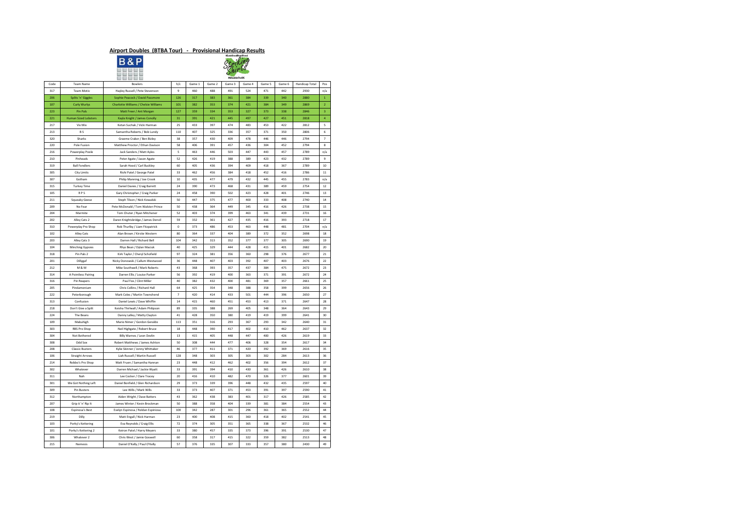## Airport Doubles (BTBA Tour) - Provisional Handicap Results

| Code | Team Name | Bowlers | h/c | Game 1 | Game 2 | Game 3 | Game 4 | Game 5 | Game 6 | Handicap Total | Pos |
|---|---|---|---|---|---|---|---|---|---|---|---|
| 317 | Team Motiv | Hayley Russell / Pete Stevenson | 9 | 460 | 488 | 491 | 524 | 471 | 442 | 2930 | n/a |
| 206 | Splits 'n' Giggles | Sophie Peacock / David Passmore | 126 | 317 | 383 | 361 | 384 | 339 | 340 | 2880 | 1 |
| 107 | Curly Wurlys | Charlotte Williams / Chelsie Williams | 101 | 382 | 353 | 374 | 421 | 384 | 349 | 2869 | 2 |
| 223 | Pin Pals | Matt Freer / Ant Morgan | 127 | 359 | 334 | 353 | 327 | 373 | 338 | 2846 | 3 |
| 221 | Human Sized Lobsters | Kayla Knight / James Conolly | 31 | 391 | 421 | 445 | 497 | 427 | 451 | 2818 | 4 |
| 217 | Vix Mix | Ketan Suchak / Vicki Harman | 25 | 433 | 397 | 474 | 483 | 453 | 422 | 2812 | 5 |
| 213 | B S | Samantha Roberts / Bob Lundy | 110 | 407 | 325 | 336 | 357 | 371 | 350 | 2806 | 6 |
| 320 | Sharks | Graeme Craker / Ben Bizley | 38 | 357 | 430 | 409 | 478 | 446 | 446 | 2794 | 7 |
| 220 | Pole Fusion | Matthew Proctor / Ethan Davison | 58 | 406 | 391 | 457 | 436 | 304 | 452 | 2794 | 8 |
| 216 | Powerplay Poole | Jack Sanders / Matt Ayles | 5 | 463 | 446 | 503 | 447 | 443 | 457 | 2789 | n/a |
| 210 | Pinheads | Peter Agate / Jason Agate | 52 | 426 | 419 | 388 | 389 | 423 | 432 | 2789 | 9 |
| 319 | Ball Fondlers | Sarah Hood / Carl Buckley | 60 | 405 | 436 | 394 | 409 | 418 | 367 | 2789 | 10 |
| 305 | City Limits | Rishi Patel / George Patel | 33 | 462 | 456 | 384 | 418 | 452 | 416 | 2786 | 11 |
| 307 | Gotham | Philip Manning / Joe Crook | 10 | 435 | 477 | 479 | 432 | 445 | 455 | 2783 | n/a |
| 315 | Turkey Time | Daniel Davies / Craig Barrett | 24 | 390 | 473 | 468 | 431 | 389 | 459 | 2754 | 12 |
| 105 | R P S | Gary Christopher / Craig Parker | 24 | 458 | 390 | 502 | 423 | 428 | 401 | 2746 | 13 |
| 211 | Squeaky Geese | Steph Tilson / Nick Kowalski | 50 | 447 | 375 | 477 | 400 | 333 | 408 | 2740 | 14 |
| 209 | No Fear | Pete McDonald / Tom Walster-Prince | 50 | 438 | 364 | 449 | 345 | 416 | 426 | 2738 | 15 |
| 204 | Marmite | Tom Chuter / Ryan Mitchener | 52 | 403 | 374 | 399 | 463 | 341 | 439 | 2731 | 16 |
| 202 | Alley Cats 2 | Daren Knightsbridge / James Denvil | 59 | 332 | 361 | 427 | 435 | 416 | 393 | 2718 | 17 |
| 310 | Powerplay Pro Shop | Rob Thurlby / Liam Fitzpatrick | 0 | 373 | 486 | 453 | 463 | 448 | 481 | 2704 | n/a |
| 102 | Alley Cats | Alan Brown / Kirstie Western | 80 | 364 | 337 | 404 | 389 | 372 | 352 | 2698 | 18 |
| 203 | Alley Cats 3 | Darren Hall / Richard Bell | 104 | 342 | 313 | 352 | 377 | 377 | 305 | 2690 | 19 |
| 104 | Minching Gypsies | Rhys Bean / Dylan Maciuk | 40 | 425 | 329 | 444 | 428 | 415 | 401 | 2682 | 20 |
| 318 | Pin Pals 2 | Kirk Taylor / Cheryl Schofield | 97 | 324 | 381 | 356 | 360 | 298 | 376 | 2677 | 21 |
| 201 | Dillygaf | Nicky Donowski / Callum Westwood | 36 | 448 | 407 | 403 | 392 | 407 | 403 | 2676 | 22 |
| 212 | M & M | Mike Southwell / Mark Roberts | 43 | 368 | 393 | 357 | 437 | 384 | 475 | 2672 | 23 |
| 314 | A Pointless Pairing | Darren Ellis / Louise Parker | 56 | 392 | 419 | 400 | 363 | 371 | 391 | 2672 | 24 |
| 316 | Pin Reapers | Paul Fox / Clint Miller | 40 | 382 | 432 | 400 | 481 | 369 | 357 | 2661 | 25 |
| 205 | Pindamonium | Chris Collins / Richard Hall | 64 | 425 | 354 | 348 | 388 | 358 | 399 | 2656 | 26 |
| 222 | Peterborough | Mark Coles / Martin Townshend | 7 | 420 | 414 | 433 | 501 | 444 | 396 | 2650 | 27 |
| 313 | Confusion | Daniel Lewis / Dave Whiffin | 14 | 415 | 460 | 451 | 453 | 413 | 371 | 2647 | 28 |
| 218 | Don't Give a Split | Keisha Thirlwall / Adam Philipson | 89 | 335 | 388 | 269 | 405 | 348 | 364 | 2643 | 29 |
| 224 | The Beans | Danny Lalley / Matty Clayton | 41 | 428 | 350 | 380 | 419 | 419 | 399 | 2641 | 30 |
| 109 | Mabuhigh | Mario Nimer / Gordon Geraldo | 113 | 351 | 316 | 293 | 367 | 293 | 342 | 2640 | 31 |
| 303 | RBS Pro Shop | Neil Highgate / Robert Bruce | 18 | 448 | 390 | 417 | 402 | 410 | 462 | 2637 | 32 |
| 304 | Not Bothered | Billy Warnes / Leon Devlin | 13 | 415 | 405 | 448 | 447 | 400 | 426 | 2619 | 33 |
| 308 | Odd Sox | Robert Matthews / James Ashton | 50 | 308 | 444 | 477 | 406 | 328 | 354 | 2617 | 34 |
| 208 | Classic Busters | Kylie Skinner / Jonny Whittaker | 46 | 377 | 411 | 371 | 420 | 392 | 369 | 2616 | 35 |
| 106 | Straight Arrows | Liah Russell / Martin Russell | 128 | 348 | 303 | 305 | 303 | 302 | 284 | 2613 | 36 |
| 214 | Robbo's Pro Shop | Matt Fruen / Samantha Hannan | 23 | 448 | 412 | 462 | 402 | 356 | 394 | 2612 | 37 |
| 302 | Whatever | Darren Michael / Jackie Wyatt | 33 | 391 | 394 | 410 | 430 | 361 | 426 | 2610 | 38 |
| 311 | Nah | Lee Cocker / Clare Tracey | 20 | 416 | 410 | 482 | 470 | 326 | 377 | 2601 | 39 |
| 301 | We Got Nothing Left | Daniel Bonfield / Glen Richardson | 29 | 373 | 339 | 396 | 448 | 432 | 435 | 2597 | 40 |
| 309 | Pin Busters | Lee Wills / Mark Wills | 33 | 373 | 407 | 371 | 453 | 391 | 397 | 2590 | 41 |
| 312 | Northampton | Aiden Wright / Dave Batters | 43 | 362 | 438 | 383 | 401 | 317 | 426 | 2585 | 42 |
| 207 | Grip it 'n' Rip It | James Winter / Kevin Brockman | 50 | 388 | 358 | 404 | 339 | 381 | 384 | 2554 | 43 |
| 108 | Espinosa's Best | Evelyn Espinosa / Roldan Espiniosa | 100 | 342 | 287 | 301 | 296 | 361 | 365 | 2552 | 44 |
| 219 | Dilly | Matt Engall / Nick Harman | 23 | 400 | 408 | 415 | 360 | 418 | 402 | 2541 | 45 |
| 103 | Porky's Kettering | Eva Reynolds / Craig Ellis | 72 | 374 | 305 | 351 | 365 | 338 | 367 | 2532 | 46 |
| 101 | Porky's Kettering 2 | Keiron Patel / Harry Meyers | 33 | 380 | 457 | 335 | 373 | 396 | 391 | 2530 | 47 |
| 306 | Whatever 2 | Chris West / Jamie Goswell | 60 | 358 | 317 | 415 | 322 | 359 | 382 | 2513 | 48 |
| 215 | Nemesis | Daniel O'Kelly / Paul O'Kelly | 57 | 376 | 335 | 307 | 333 | 357 | 380 | 2430 | 49 |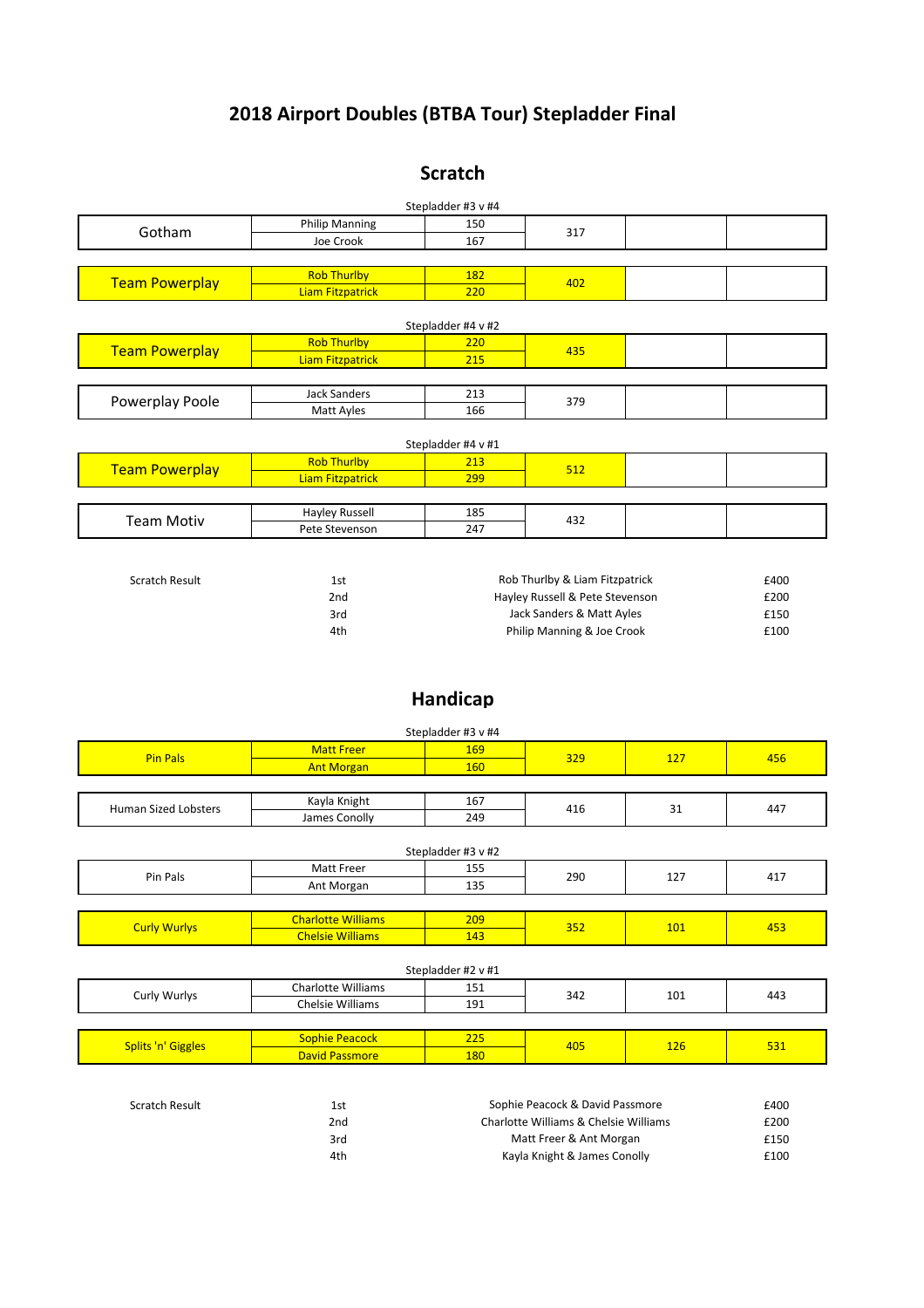# 2018 Airport Doubles (BTBA Tour) Stepladder Final

## Scratch

Stepladder #3 v #4

| Team | Player | Score | Total | | |
|---|---|---|---|---|---|
| Gotham | Philip Manning | 150 | 317 | | |
| | Joe Crook | 167 | | | |
| Team Powerplay | Rob Thurlby | 182 | 402 | | |
| | Liam Fitzpatrick | 220 | | | |

Stepladder #4 v #2

| Team | Player | Score | Total | | |
|---|---|---|---|---|---|
| Team Powerplay | Rob Thurlby | 220 | 435 | | |
| | Liam Fitzpatrick | 215 | | | |
| Powerplay Poole | Jack Sanders | 213 | 379 | | |
| | Matt Ayles | 166 | | | |

Stepladder #4 v #1

| Team | Player | Score | Total | | |
|---|---|---|---|---|---|
| Team Powerplay | Rob Thurlby | 213 | 512 | | |
| | Liam Fitzpatrick | 299 | | | |
| Team Motiv | Hayley Russell | 185 | 432 | | |
| | Pete Stevenson | 247 | | | |

| Scratch Result | Position | Names | Prize |
|---|---|---|---|
| | 1st | Rob Thurlby & Liam Fitzpatrick | £400 |
| | 2nd | Hayley Russell & Pete Stevenson | £200 |
| | 3rd | Jack Sanders & Matt Ayles | £150 |
| | 4th | Philip Manning & Joe Crook | £100 |

## Handicap

Stepladder #3 v #4

| Team | Player | Score | Scratch | Handicap | Total |
|---|---|---|---|---|---|
| Pin Pals | Matt Freer | 169 | 329 | 127 | 456 |
| | Ant Morgan | 160 | | | |
| Human Sized Lobsters | Kayla Knight | 167 | 416 | 31 | 447 |
| | James Conolly | 249 | | | |

Stepladder #3 v #2

| Team | Player | Score | Scratch | Handicap | Total |
|---|---|---|---|---|---|
| Pin Pals | Matt Freer | 155 | 290 | 127 | 417 |
| | Ant Morgan | 135 | | | |
| Curly Wurlys | Charlotte Williams | 209 | 352 | 101 | 453 |
| | Chelsie Williams | 143 | | | |

Stepladder #2 v #1

| Team | Player | Score | Scratch | Handicap | Total |
|---|---|---|---|---|---|
| Curly Wurlys | Charlotte Williams | 151 | 342 | 101 | 443 |
| | Chelsie Williams | 191 | | | |
| Splits 'n' Giggles | Sophie Peacock | 225 | 405 | 126 | 531 |
| | David Passmore | 180 | | | |

| Scratch Result | Position | Names | Prize |
|---|---|---|---|
| | 1st | Sophie Peacock & David Passmore | £400 |
| | 2nd | Charlotte Williams & Chelsie Williams | £200 |
| | 3rd | Matt Freer & Ant Morgan | £150 |
| | 4th | Kayla Knight & James Conolly | £100 |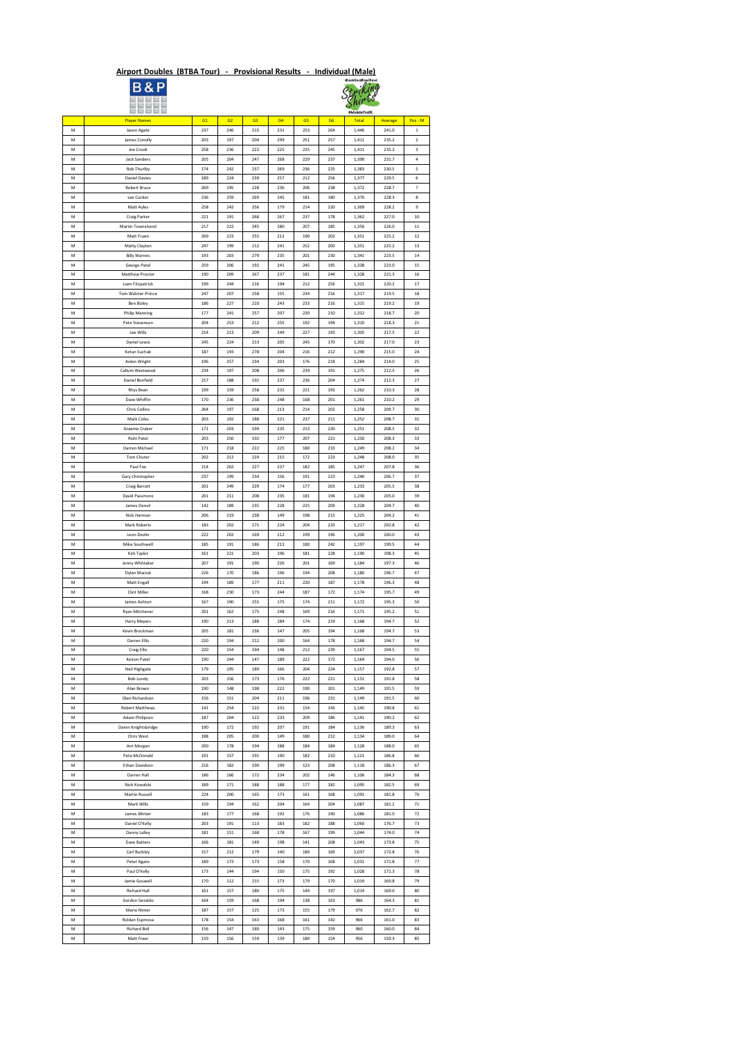## Airport Doubles (BTBA Tour) - Provisional Results - Individual (Male)

| . | Player Names | G1 | G2 | G3 | G4 | G5 | G6 | Total | Average | Pos - M |
|---|---|---|---|---|---|---|---|---|---|---|
| M | Jason Agate | 237 | 246 | 215 | 231 | 253 | 264 | 1,446 | 241.0 | 1 |
| M | James Conolly | 203 | 197 | 204 | 299 | 251 | 257 | 1,411 | 235.2 | 2 |
| M | Joe Crook | 258 | 236 | 222 | 225 | 225 | 245 | 1,411 | 235.2 | 3 |
| M | Jack Sanders | 205 | 204 | 247 | 268 | 229 | 237 | 1,390 | 231.7 | 4 |
| M | Rob Thurlby | 174 | 242 | 237 | 269 | 236 | 225 | 1,383 | 230.5 | 5 |
| M | Daniel Davies | 189 | 224 | 239 | 257 | 212 | 256 | 1,377 | 229.5 | 6 |
| M | Robert Bruce | 269 | 195 | 228 | 236 | 206 | 238 | 1,372 | 228.7 | 7 |
| M | Lee Cocker | 236 | 259 | 269 | 245 | 181 | 180 | 1,370 | 228.3 | 8 |
| M | Matt Ayles | 258 | 242 | 256 | 179 | 214 | 220 | 1,369 | 228.2 | 9 |
| M | Craig Parker | 221 | 191 | 268 | 267 | 237 | 178 | 1,362 | 227.0 | 10 |
| M | Martin Townshend | 217 | 222 | 245 | 280 | 207 | 185 | 1,356 | 226.0 | 11 |
| M | Matt Fruen | 269 | 223 | 255 | 212 | 190 | 202 | 1,351 | 225.2 | 12 |
| M | Matty Clayton | 247 | 199 | 212 | 241 | 252 | 200 | 1,351 | 225.2 | 13 |
| M | Billy Warnes | 193 | 203 | 279 | 235 | 201 | 230 | 1,341 | 223.5 | 14 |
| M | George Patel | 259 | 206 | 192 | 241 | 245 | 195 | 1,338 | 223.0 | 15 |
| M | Matthew Proctor | 190 | 209 | 267 | 237 | 181 | 244 | 1,328 | 221.3 | 16 |
| M | Liam Fitzpatrick | 199 | 244 | 216 | 194 | 212 | 256 | 1,321 | 220.2 | 17 |
| M | Tom Walster-Prince | 247 | 207 | 258 | 155 | 234 | 216 | 1,317 | 219.5 | 18 |
| M | Ben Bizley | 186 | 227 | 210 | 243 | 233 | 216 | 1,315 | 219.2 | 19 |
| M | Philip Manning | 177 | 241 | 257 | 207 | 220 | 210 | 1,312 | 218.7 | 20 |
| M | Pete Stevenson | 204 | 253 | 212 | 255 | 192 | 194 | 1,310 | 218.3 | 21 |
| M | Lee Wills | 214 | 213 | 209 | 249 | 227 | 193 | 1,305 | 217.5 | 22 |
| M | Daniel Lewis | 245 | 224 | 213 | 205 | 245 | 170 | 1,302 | 217.0 | 23 |
| M | Ketan Suchak | 187 | 193 | 278 | 204 | 216 | 212 | 1,290 | 215.0 | 24 |
| M | Aiden Wright | 196 | 257 | 234 | 203 | 176 | 218 | 1,284 | 214.0 | 25 |
| M | Callum Westwood | 234 | 197 | 208 | 206 | 239 | 191 | 1,275 | 212.5 | 26 |
| M | Daniel Bonfield | 217 | 188 | 192 | 237 | 236 | 204 | 1,274 | 212.3 | 27 |
| M | Rhys Bean | 199 | 159 | 258 | 232 | 221 | 193 | 1,262 | 210.3 | 28 |
| M | Dave Whiffin | 170 | 236 | 238 | 248 | 168 | 201 | 1,261 | 210.2 | 29 |
| M | Chris Collins | 264 | 197 | 168 | 213 | 214 | 202 | 1,258 | 209.7 | 30 |
| M | Mark Coles | 203 | 192 | 188 | 221 | 237 | 211 | 1,252 | 208.7 | 31 |
| M | Graeme Craker | 171 | 203 | 199 | 235 | 213 | 230 | 1,251 | 208.5 | 32 |
| M | Rishi Patel | 203 | 250 | 192 | 177 | 207 | 221 | 1,250 | 208.3 | 33 |
| M | Darren Michael | 171 | 218 | 222 | 225 | 180 | 233 | 1,249 | 208.2 | 34 |
| M | Tom Chuter | 202 | 212 | 224 | 215 | 172 | 223 | 1,248 | 208.0 | 35 |
| M | Paul Fox | 214 | 202 | 227 | 237 | 182 | 185 | 1,247 | 207.8 | 36 |
| M | Gary Christopher | 237 | 199 | 234 | 156 | 191 | 223 | 1,240 | 206.7 | 37 |
| M | Craig Barratt | 201 | 249 | 229 | 174 | 177 | 203 | 1,233 | 205.5 | 38 |
| M | David Passmore | 201 | 211 | 208 | 235 | 181 | 194 | 1,230 | 205.0 | 39 |
| M | James Denvil | 142 | 189 | 235 | 228 | 225 | 209 | 1,228 | 204.7 | 40 |
| M | Nick Harman | 206 | 219 | 238 | 149 | 198 | 215 | 1,225 | 204.2 | 41 |
| M | Mark Roberts | 183 | 202 | 171 | 224 | 204 | 233 | 1,217 | 202.8 | 42 |
| M | Leon Devlin | 222 | 202 | 169 | 212 | 199 | 196 | 1,200 | 200.0 | 43 |
| M | Mike Southwell | 185 | 191 | 186 | 213 | 180 | 242 | 1,197 | 199.5 | 44 |
| M | Kirk Taylor | 161 | 221 | 203 | 196 | 181 | 228 | 1,190 | 198.3 | 45 |
| M | Jonny Whittaker | 207 | 191 | 190 | 226 | 201 | 169 | 1,184 | 197.3 | 46 |
| M | Dylan Maciuk | 226 | 170 | 186 | 196 | 194 | 208 | 1,180 | 196.7 | 47 |
| M | Matt Engall | 194 | 189 | 177 | 211 | 220 | 187 | 1,178 | 196.3 | 48 |
| M | Clint Miller | 168 | 230 | 173 | 244 | 187 | 172 | 1,174 | 195.7 | 49 |
| M | James Ashton | 167 | 190 | 255 | 175 | 174 | 211 | 1,172 | 195.3 | 50 |
| M | Ryan Mitchener | 201 | 162 | 175 | 248 | 169 | 216 | 1,171 | 195.2 | 51 |
| M | Harry Meyers | 190 | 213 | 188 | 184 | 174 | 219 | 1,168 | 194.7 | 52 |
| M | Kevin Brockman | 205 | 181 | 236 | 147 | 205 | 194 | 1,168 | 194.7 | 53 |
| M | Darren Ellis | 220 | 194 | 212 | 200 | 164 | 178 | 1,168 | 194.7 | 54 |
| M | Craig Ellis | 220 | 154 | 194 | 148 | 212 | 239 | 1,167 | 194.5 | 55 |
| M | Keiron Patel | 190 | 244 | 147 | 189 | 222 | 172 | 1,164 | 194.0 | 56 |
| M | Neil Highgate | 179 | 195 | 189 | 166 | 204 | 224 | 1,157 | 192.8 | 57 |
| M | Bob Lundy | 203 | 156 | 173 | 176 | 222 | 221 | 1,151 | 191.8 | 58 |
| M | Alan Brown | 190 | 148 | 198 | 222 | 190 | 201 | 1,149 | 191.5 | 59 |
| M | Glen Richardson | 156 | 151 | 204 | 211 | 196 | 231 | 1,149 | 191.5 | 60 |
| M | Robert Matthews | 141 | 254 | 222 | 231 | 154 | 143 | 1,145 | 190.8 | 61 |
| M | Adam Philipson | 187 | 204 | 122 | 233 | 209 | 186 | 1,141 | 190.2 | 62 |
| M | Daren Knightsbridge | 190 | 172 | 192 | 207 | 191 | 184 | 1,136 | 189.3 | 63 |
| M | Chris West | 188 | 205 | 200 | 149 | 180 | 212 | 1,134 | 189.0 | 64 |
| M | Ant Morgan | 200 | 178 | 194 | 188 | 184 | 184 | 1,128 | 188.0 | 65 |
| M | Pete McDonald | 191 | 157 | 191 | 190 | 182 | 210 | 1,121 | 186.8 | 66 |
| M | Ethan Davidson | 216 | 182 | 190 | 199 | 123 | 208 | 1,118 | 186.3 | 67 |
| M | Darren Hall | 186 | 166 | 172 | 234 | 202 | 146 | 1,106 | 184.3 | 68 |
| M | Nick Kowalski | 189 | 171 | 188 | 188 | 177 | 182 | 1,095 | 182.5 | 69 |
| M | Martin Russell | 224 | 200 | 165 | 173 | 161 | 168 | 1,091 | 181.8 | 70 |
| M | Mark Wills | 159 | 194 | 162 | 204 | 164 | 204 | 1,087 | 181.2 | 71 |
| M | James Winter | 183 | 177 | 168 | 192 | 176 | 190 | 1,086 | 181.0 | 72 |
| M | Daniel O'Kelly | 203 | 191 | 113 | 183 | 182 | 188 | 1,060 | 176.7 | 73 |
| M | Danny Lalley | 181 | 151 | 168 | 178 | 167 | 199 | 1,044 | 174.0 | 74 |
| M | Dave Batters | 166 | 181 | 149 | 198 | 141 | 208 | 1,043 | 173.8 | 75 |
| M | Carl Buckley | 157 | 212 | 179 | 140 | 180 | 169 | 1,037 | 172.8 | 76 |
| M | Peter Agate | 189 | 173 | 173 | 158 | 170 | 168 | 1,031 | 171.8 | 77 |
| M | Paul O'Kelly | 173 | 144 | 194 | 150 | 175 | 192 | 1,028 | 171.3 | 78 |
| M | Jamie Goswell | 170 | 112 | 215 | 173 | 179 | 170 | 1,019 | 169.8 | 79 |
| M | Richard Hall | 161 | 157 | 180 | 175 | 144 | 197 | 1,014 | 169.0 | 80 |
| M | Gordon Geraldo | 164 | 159 | 168 | 194 | 138 | 163 | 986 | 164.3 | 81 |
| M | Mario Nimer | 187 | 157 | 125 | 173 | 155 | 179 | 976 | 162.7 | 82 |
| M | Roldan Espinosa | 178 | 154 | 163 | 168 | 161 | 142 | 966 | 161.0 | 83 |
| M | Richard Bell | 156 | 147 | 180 | 143 | 175 | 159 | 960 | 160.0 | 84 |
| M | Matt Freer | 159 | 156 | 159 | 139 | 189 | 154 | 956 | 159.3 | 85 |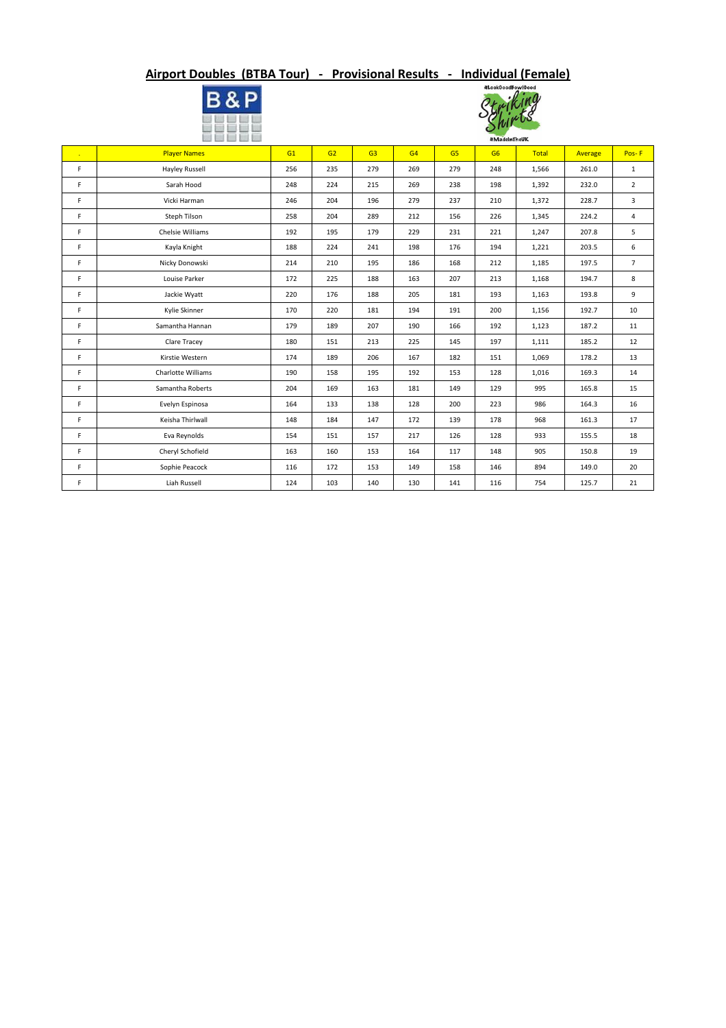# Airport Doubles (BTBA Tour) - Provisional Results - Individual (Female)

| . | Player Names | G1 | G2 | G3 | G4 | G5 | G6 | Total | Average | Pos- F |
|---|---|---|---|---|---|---|---|---|---|---|
| F | Hayley Russell | 256 | 235 | 279 | 269 | 279 | 248 | 1,566 | 261.0 | 1 |
| F | Sarah Hood | 248 | 224 | 215 | 269 | 238 | 198 | 1,392 | 232.0 | 2 |
| F | Vicki Harman | 246 | 204 | 196 | 279 | 237 | 210 | 1,372 | 228.7 | 3 |
| F | Steph Tilson | 258 | 204 | 289 | 212 | 156 | 226 | 1,345 | 224.2 | 4 |
| F | Chelsie Williams | 192 | 195 | 179 | 229 | 231 | 221 | 1,247 | 207.8 | 5 |
| F | Kayla Knight | 188 | 224 | 241 | 198 | 176 | 194 | 1,221 | 203.5 | 6 |
| F | Nicky Donowski | 214 | 210 | 195 | 186 | 168 | 212 | 1,185 | 197.5 | 7 |
| F | Louise Parker | 172 | 225 | 188 | 163 | 207 | 213 | 1,168 | 194.7 | 8 |
| F | Jackie Wyatt | 220 | 176 | 188 | 205 | 181 | 193 | 1,163 | 193.8 | 9 |
| F | Kylie Skinner | 170 | 220 | 181 | 194 | 191 | 200 | 1,156 | 192.7 | 10 |
| F | Samantha Hannan | 179 | 189 | 207 | 190 | 166 | 192 | 1,123 | 187.2 | 11 |
| F | Clare Tracey | 180 | 151 | 213 | 225 | 145 | 197 | 1,111 | 185.2 | 12 |
| F | Kirstie Western | 174 | 189 | 206 | 167 | 182 | 151 | 1,069 | 178.2 | 13 |
| F | Charlotte Williams | 190 | 158 | 195 | 192 | 153 | 128 | 1,016 | 169.3 | 14 |
| F | Samantha Roberts | 204 | 169 | 163 | 181 | 149 | 129 | 995 | 165.8 | 15 |
| F | Evelyn Espinosa | 164 | 133 | 138 | 128 | 200 | 223 | 986 | 164.3 | 16 |
| F | Keisha Thirlwall | 148 | 184 | 147 | 172 | 139 | 178 | 968 | 161.3 | 17 |
| F | Eva Reynolds | 154 | 151 | 157 | 217 | 126 | 128 | 933 | 155.5 | 18 |
| F | Cheryl Schofield | 163 | 160 | 153 | 164 | 117 | 148 | 905 | 150.8 | 19 |
| F | Sophie Peacock | 116 | 172 | 153 | 149 | 158 | 146 | 894 | 149.0 | 20 |
| F | Liah Russell | 124 | 103 | 140 | 130 | 141 | 116 | 754 | 125.7 | 21 |